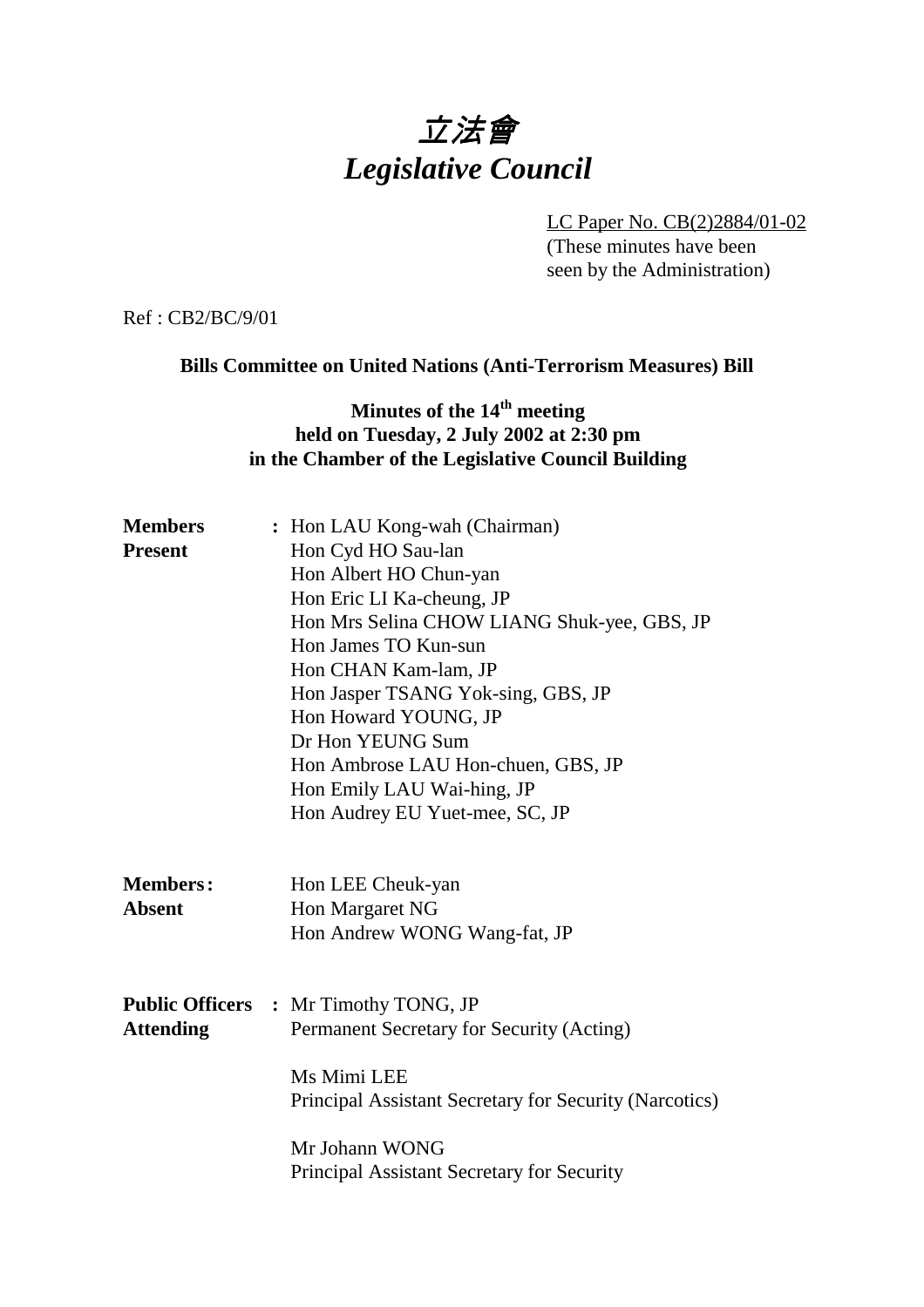# *立法會*
# *Legislative Council*

LC Paper No. CB(2)2884/01-02
(These minutes have been seen by the Administration)

Ref : CB2/BC/9/01

**Bills Committee on United Nations (Anti-Terrorism Measures) Bill**

**Minutes of the 14th meeting**
**held on Tuesday, 2 July 2002 at 2:30 pm**
**in the Chamber of the Legislative Council Building**

**Members Present** :
Hon LAU Kong-wah (Chairman)
Hon Cyd HO Sau-lan
Hon Albert HO Chun-yan
Hon Eric LI Ka-cheung, JP
Hon Mrs Selina CHOW LIANG Shuk-yee, GBS, JP
Hon James TO Kun-sun
Hon CHAN Kam-lam, JP
Hon Jasper TSANG Yok-sing, GBS, JP
Hon Howard YOUNG, JP
Dr Hon YEUNG Sum
Hon Ambrose LAU Hon-chuen, GBS, JP
Hon Emily LAU Wai-hing, JP
Hon Audrey EU Yuet-mee, SC, JP

**Members Absent** :
Hon LEE Cheuk-yan
Hon Margaret NG
Hon Andrew WONG Wang-fat, JP

**Public Officers Attending** :
Mr Timothy TONG, JP
Permanent Secretary for Security (Acting)

Ms Mimi LEE
Principal Assistant Secretary for Security (Narcotics)

Mr Johann WONG
Principal Assistant Secretary for Security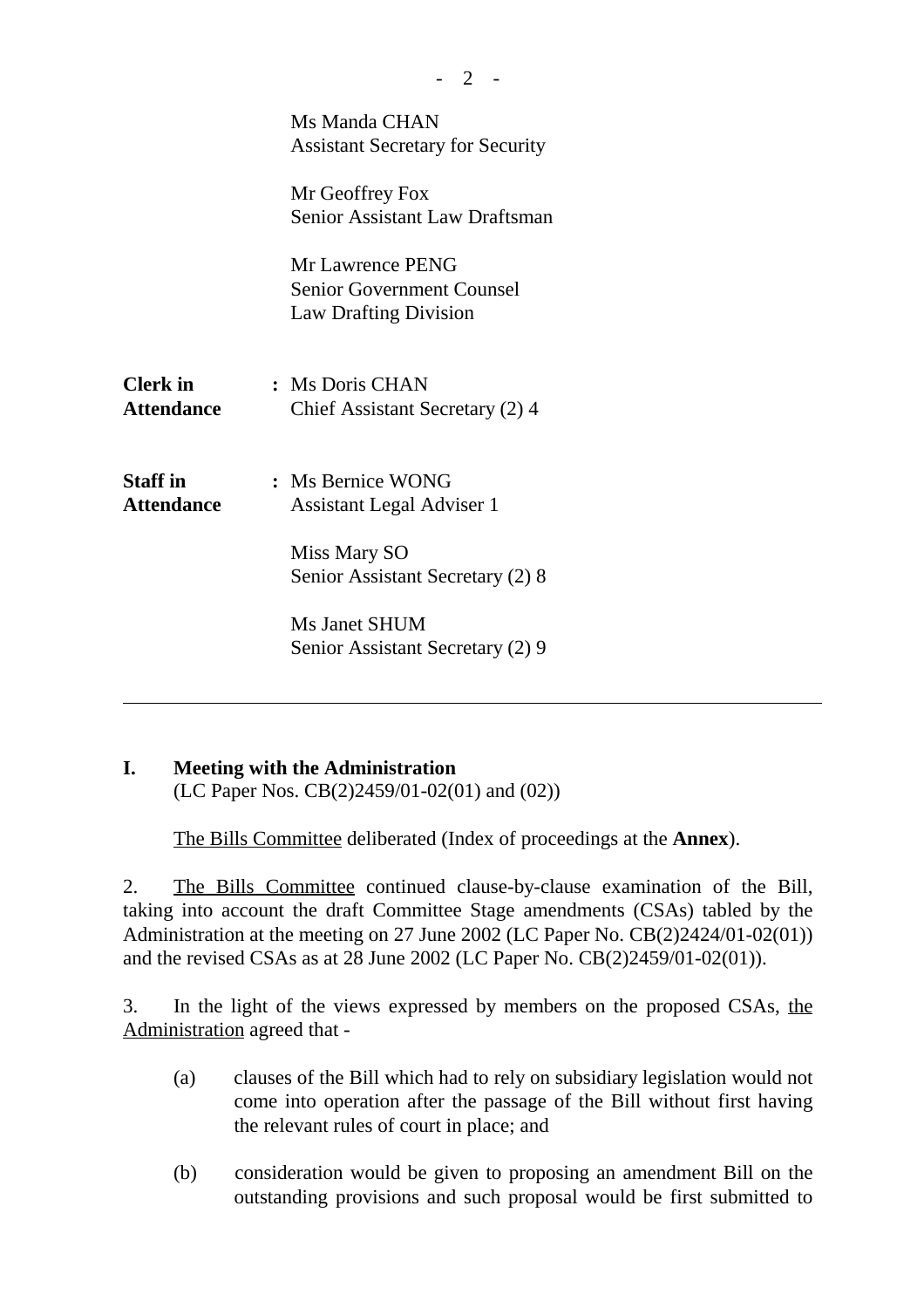Ms Manda CHAN
Assistant Secretary for Security

Mr Geoffrey Fox
Senior Assistant Law Draftsman

Mr Lawrence PENG
Senior Government Counsel
Law Drafting Division

**Clerk in Attendance** : Ms Doris CHAN
Chief Assistant Secretary (2) 4

**Staff in Attendance** : Ms Bernice WONG
Assistant Legal Adviser 1

Miss Mary SO
Senior Assistant Secretary (2) 8

Ms Janet SHUM
Senior Assistant Secretary (2) 9

---

**I. Meeting with the Administration**
(LC Paper Nos. CB(2)2459/01-02(01) and (02))

The Bills Committee deliberated (Index of proceedings at the **Annex**).

2. The Bills Committee continued clause-by-clause examination of the Bill, taking into account the draft Committee Stage amendments (CSAs) tabled by the Administration at the meeting on 27 June 2002 (LC Paper No. CB(2)2424/01-02(01)) and the revised CSAs as at 28 June 2002 (LC Paper No. CB(2)2459/01-02(01)).

3. In the light of the views expressed by members on the proposed CSAs, the Administration agreed that -

(a) clauses of the Bill which had to rely on subsidiary legislation would not come into operation after the passage of the Bill without first having the relevant rules of court in place; and

(b) consideration would be given to proposing an amendment Bill on the outstanding provisions and such proposal would be first submitted to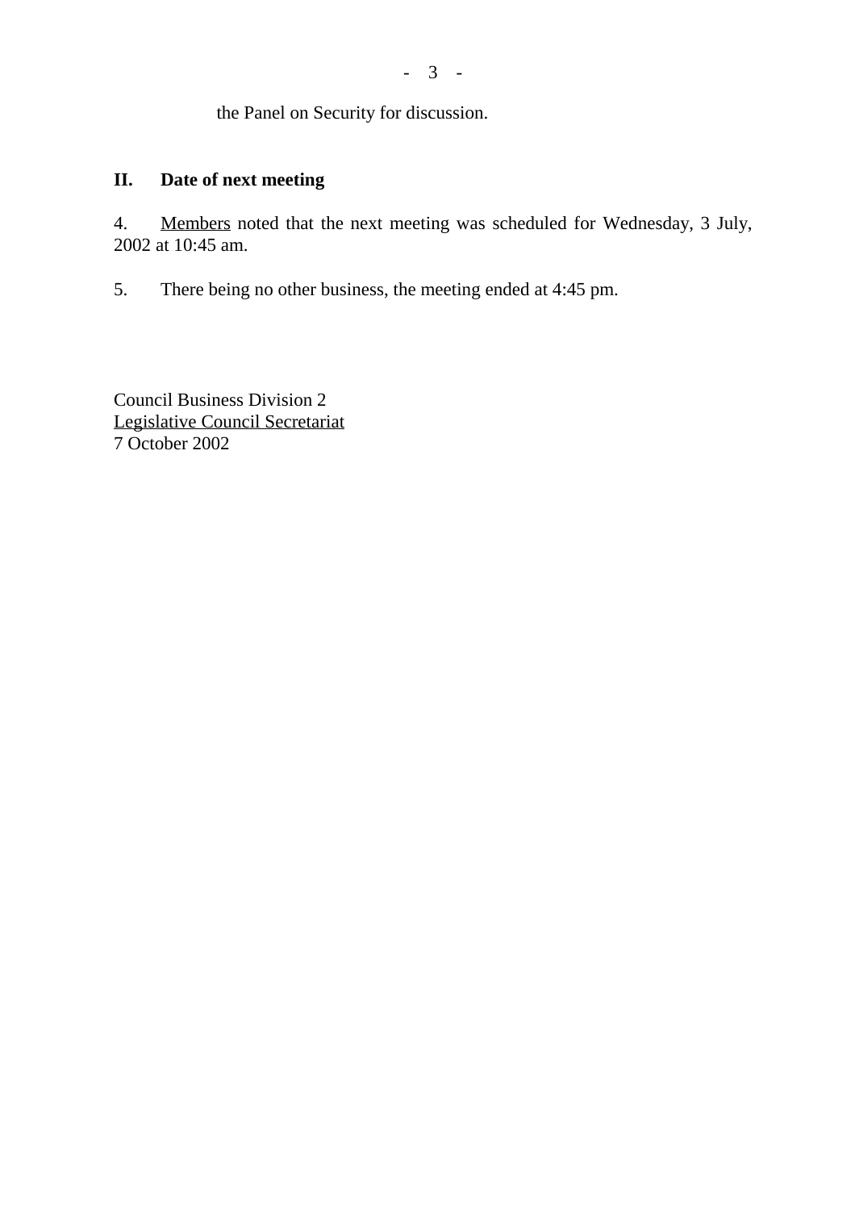the Panel on Security for discussion.

## II. Date of next meeting

4. Members noted that the next meeting was scheduled for Wednesday, 3 July, 2002 at 10:45 am.

5. There being no other business, the meeting ended at 4:45 pm.

Council Business Division 2
Legislative Council Secretariat
7 October 2002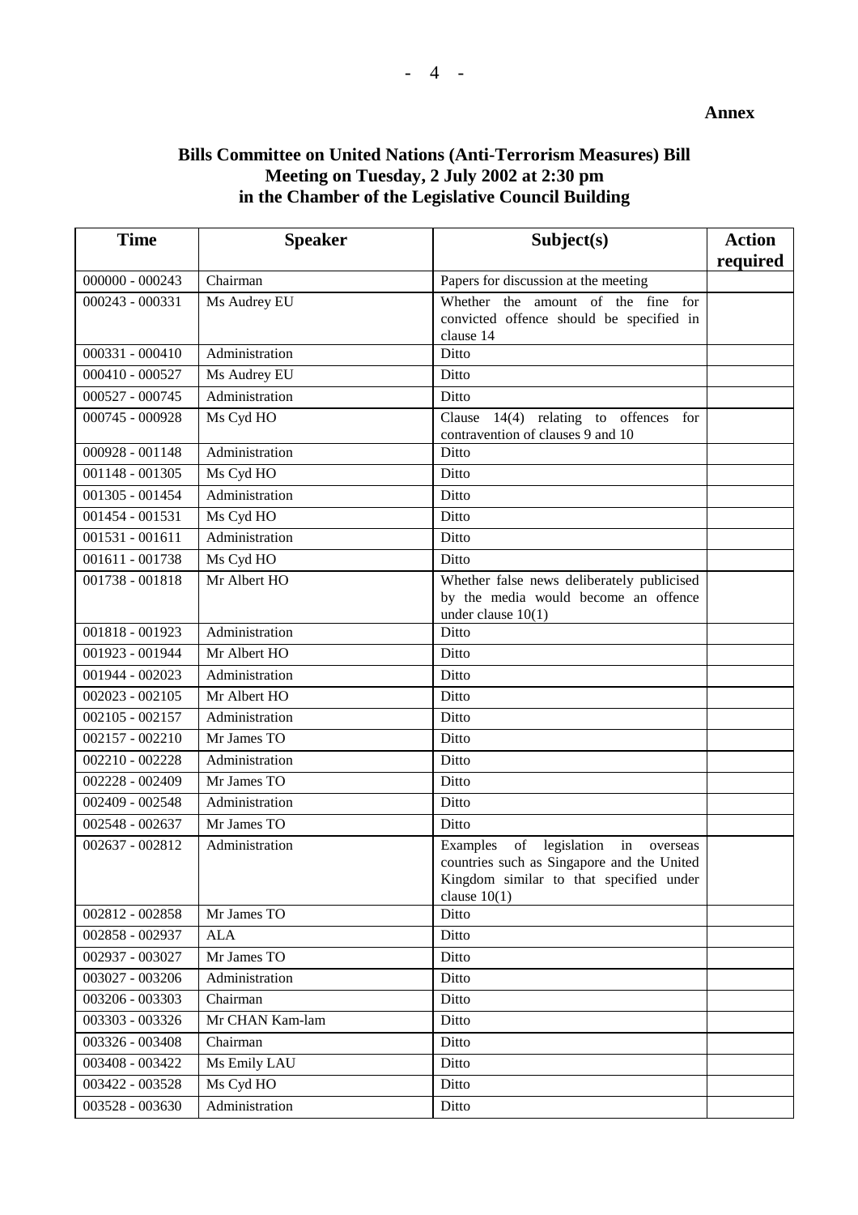**Annex**

## Bills Committee on United Nations (Anti-Terrorism Measures) Bill
## Meeting on Tuesday, 2 July 2002 at 2:30 pm
## in the Chamber of the Legislative Council Building

| Time | Speaker | Subject(s) | Action required |
|---|---|---|---|
| 000000 - 000243 | Chairman | Papers for discussion at the meeting | |
| 000243 - 000331 | Ms Audrey EU | Whether the amount of the fine for convicted offence should be specified in clause 14 | |
| 000331 - 000410 | Administration | Ditto | |
| 000410 - 000527 | Ms Audrey EU | Ditto | |
| 000527 - 000745 | Administration | Ditto | |
| 000745 - 000928 | Ms Cyd HO | Clause 14(4) relating to offences for contravention of clauses 9 and 10 | |
| 000928 - 001148 | Administration | Ditto | |
| 001148 - 001305 | Ms Cyd HO | Ditto | |
| 001305 - 001454 | Administration | Ditto | |
| 001454 - 001531 | Ms Cyd HO | Ditto | |
| 001531 - 001611 | Administration | Ditto | |
| 001611 - 001738 | Ms Cyd HO | Ditto | |
| 001738 - 001818 | Mr Albert HO | Whether false news deliberately publicised by the media would become an offence under clause 10(1) | |
| 001818 - 001923 | Administration | Ditto | |
| 001923 - 001944 | Mr Albert HO | Ditto | |
| 001944 - 002023 | Administration | Ditto | |
| 002023 - 002105 | Mr Albert HO | Ditto | |
| 002105 - 002157 | Administration | Ditto | |
| 002157 - 002210 | Mr James TO | Ditto | |
| 002210 - 002228 | Administration | Ditto | |
| 002228 - 002409 | Mr James TO | Ditto | |
| 002409 - 002548 | Administration | Ditto | |
| 002548 - 002637 | Mr James TO | Ditto | |
| 002637 - 002812 | Administration | Examples of legislation in overseas countries such as Singapore and the United Kingdom similar to that specified under clause 10(1) | |
| 002812 - 002858 | Mr James TO | Ditto | |
| 002858 - 002937 | ALA | Ditto | |
| 002937 - 003027 | Mr James TO | Ditto | |
| 003027 - 003206 | Administration | Ditto | |
| 003206 - 003303 | Chairman | Ditto | |
| 003303 - 003326 | Mr CHAN Kam-lam | Ditto | |
| 003326 - 003408 | Chairman | Ditto | |
| 003408 - 003422 | Ms Emily LAU | Ditto | |
| 003422 - 003528 | Ms Cyd HO | Ditto | |
| 003528 - 003630 | Administration | Ditto | |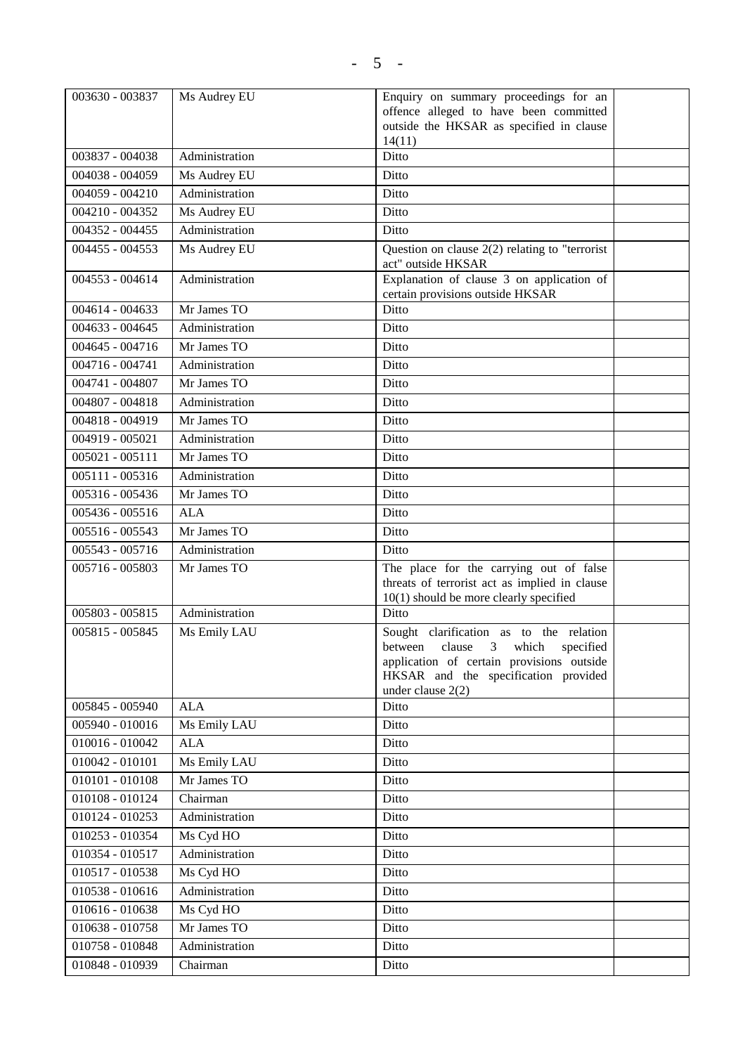| | | | |
|---|---|---|---|
| 003630 - 003837 | Ms Audrey EU | Enquiry on summary proceedings for an offence alleged to have been committed outside the HKSAR as specified in clause 14(11) | |
| 003837 - 004038 | Administration | Ditto | |
| 004038 - 004059 | Ms Audrey EU | Ditto | |
| 004059 - 004210 | Administration | Ditto | |
| 004210 - 004352 | Ms Audrey EU | Ditto | |
| 004352 - 004455 | Administration | Ditto | |
| 004455 - 004553 | Ms Audrey EU | Question on clause 2(2) relating to "terrorist act" outside HKSAR | |
| 004553 - 004614 | Administration | Explanation of clause 3 on application of certain provisions outside HKSAR | |
| 004614 - 004633 | Mr James TO | Ditto | |
| 004633 - 004645 | Administration | Ditto | |
| 004645 - 004716 | Mr James TO | Ditto | |
| 004716 - 004741 | Administration | Ditto | |
| 004741 - 004807 | Mr James TO | Ditto | |
| 004807 - 004818 | Administration | Ditto | |
| 004818 - 004919 | Mr James TO | Ditto | |
| 004919 - 005021 | Administration | Ditto | |
| 005021 - 005111 | Mr James TO | Ditto | |
| 005111 - 005316 | Administration | Ditto | |
| 005316 - 005436 | Mr James TO | Ditto | |
| 005436 - 005516 | ALA | Ditto | |
| 005516 - 005543 | Mr James TO | Ditto | |
| 005543 - 005716 | Administration | Ditto | |
| 005716 - 005803 | Mr James TO | The place for the carrying out of false threats of terrorist act as implied in clause 10(1) should be more clearly specified | |
| 005803 - 005815 | Administration | Ditto | |
| 005815 - 005845 | Ms Emily LAU | Sought clarification as to the relation between clause 3 which specified application of certain provisions outside HKSAR and the specification provided under clause 2(2) | |
| 005845 - 005940 | ALA | Ditto | |
| 005940 - 010016 | Ms Emily LAU | Ditto | |
| 010016 - 010042 | ALA | Ditto | |
| 010042 - 010101 | Ms Emily LAU | Ditto | |
| 010101 - 010108 | Mr James TO | Ditto | |
| 010108 - 010124 | Chairman | Ditto | |
| 010124 - 010253 | Administration | Ditto | |
| 010253 - 010354 | Ms Cyd HO | Ditto | |
| 010354 - 010517 | Administration | Ditto | |
| 010517 - 010538 | Ms Cyd HO | Ditto | |
| 010538 - 010616 | Administration | Ditto | |
| 010616 - 010638 | Ms Cyd HO | Ditto | |
| 010638 - 010758 | Mr James TO | Ditto | |
| 010758 - 010848 | Administration | Ditto | |
| 010848 - 010939 | Chairman | Ditto | |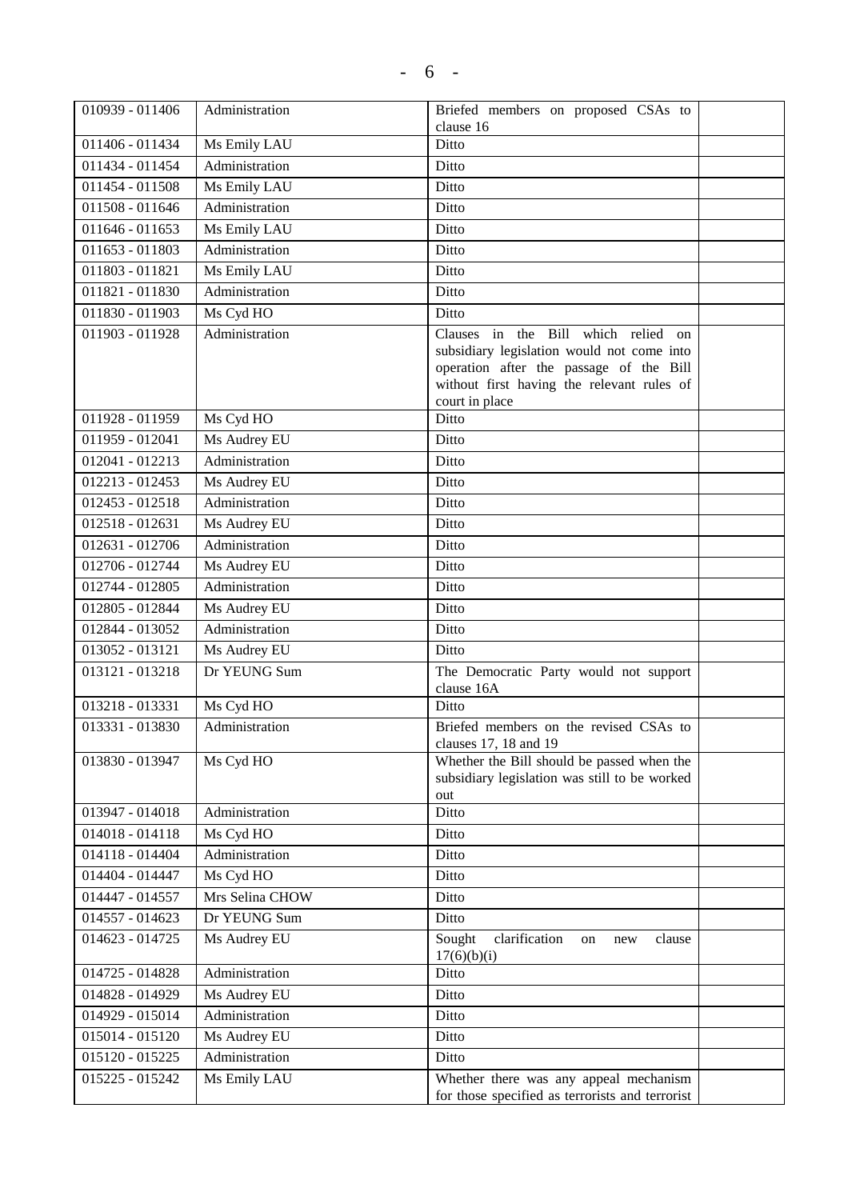| | | | |
|---|---|---|---|
| 010939 - 011406 | Administration | Briefed members on proposed CSAs to clause 16 | |
| 011406 - 011434 | Ms Emily LAU | Ditto | |
| 011434 - 011454 | Administration | Ditto | |
| 011454 - 011508 | Ms Emily LAU | Ditto | |
| 011508 - 011646 | Administration | Ditto | |
| 011646 - 011653 | Ms Emily LAU | Ditto | |
| 011653 - 011803 | Administration | Ditto | |
| 011803 - 011821 | Ms Emily LAU | Ditto | |
| 011821 - 011830 | Administration | Ditto | |
| 011830 - 011903 | Ms Cyd HO | Ditto | |
| 011903 - 011928 | Administration | Clauses in the Bill which relied on subsidiary legislation would not come into operation after the passage of the Bill without first having the relevant rules of court in place | |
| 011928 - 011959 | Ms Cyd HO | Ditto | |
| 011959 - 012041 | Ms Audrey EU | Ditto | |
| 012041 - 012213 | Administration | Ditto | |
| 012213 - 012453 | Ms Audrey EU | Ditto | |
| 012453 - 012518 | Administration | Ditto | |
| 012518 - 012631 | Ms Audrey EU | Ditto | |
| 012631 - 012706 | Administration | Ditto | |
| 012706 - 012744 | Ms Audrey EU | Ditto | |
| 012744 - 012805 | Administration | Ditto | |
| 012805 - 012844 | Ms Audrey EU | Ditto | |
| 012844 - 013052 | Administration | Ditto | |
| 013052 - 013121 | Ms Audrey EU | Ditto | |
| 013121 - 013218 | Dr YEUNG Sum | The Democratic Party would not support clause 16A | |
| 013218 - 013331 | Ms Cyd HO | Ditto | |
| 013331 - 013830 | Administration | Briefed members on the revised CSAs to clauses 17, 18 and 19 | |
| 013830 - 013947 | Ms Cyd HO | Whether the Bill should be passed when the subsidiary legislation was still to be worked out | |
| 013947 - 014018 | Administration | Ditto | |
| 014018 - 014118 | Ms Cyd HO | Ditto | |
| 014118 - 014404 | Administration | Ditto | |
| 014404 - 014447 | Ms Cyd HO | Ditto | |
| 014447 - 014557 | Mrs Selina CHOW | Ditto | |
| 014557 - 014623 | Dr YEUNG Sum | Ditto | |
| 014623 - 014725 | Ms Audrey EU | Sought clarification on new clause 17(6)(b)(i) | |
| 014725 - 014828 | Administration | Ditto | |
| 014828 - 014929 | Ms Audrey EU | Ditto | |
| 014929 - 015014 | Administration | Ditto | |
| 015014 - 015120 | Ms Audrey EU | Ditto | |
| 015120 - 015225 | Administration | Ditto | |
| 015225 - 015242 | Ms Emily LAU | Whether there was any appeal mechanism for those specified as terrorists and terrorist | |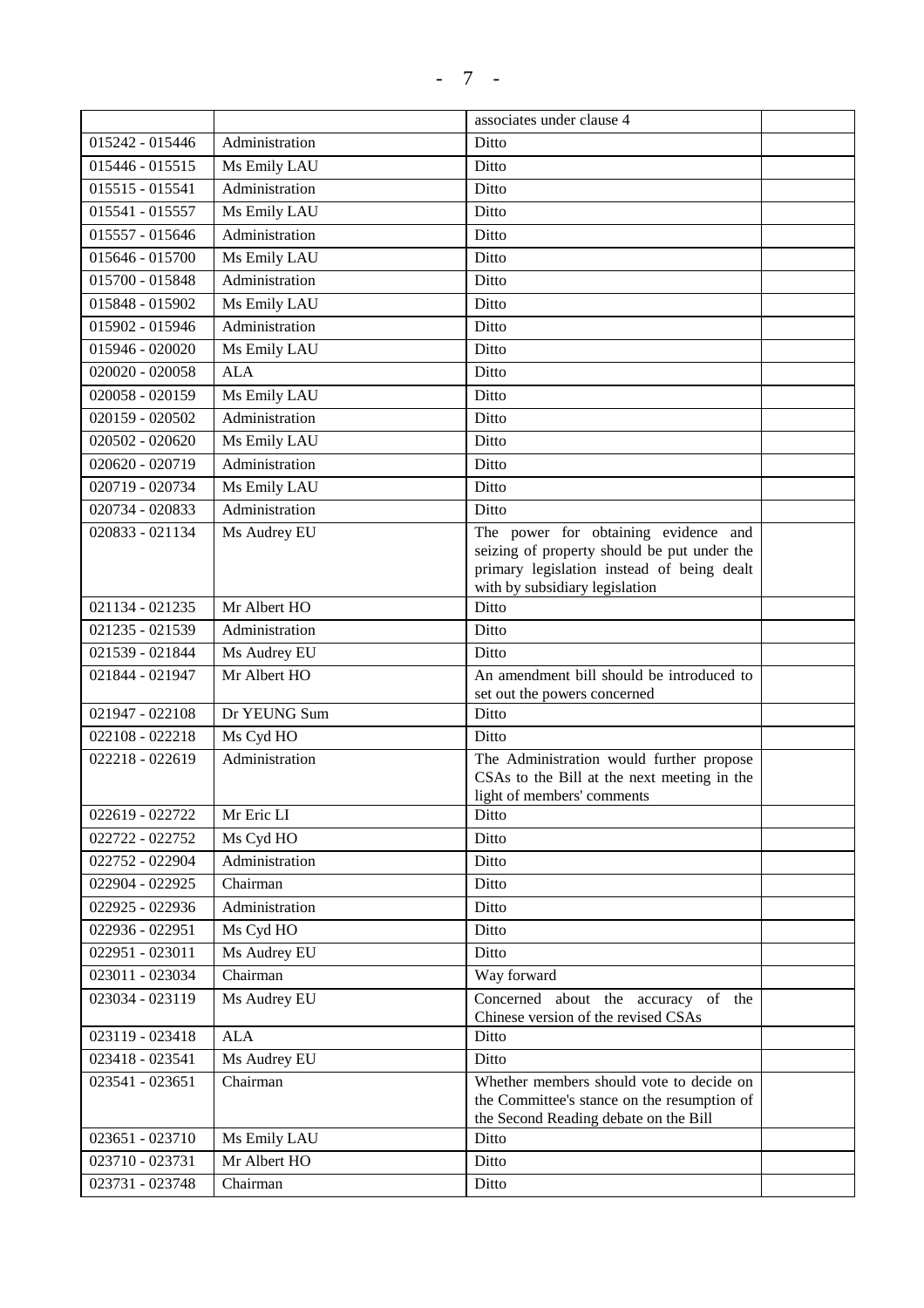|  |  | associates under clause 4 |  |
|---|---|---|---|
| 015242 - 015446 | Administration | Ditto |  |
| 015446 - 015515 | Ms Emily LAU | Ditto |  |
| 015515 - 015541 | Administration | Ditto |  |
| 015541 - 015557 | Ms Emily LAU | Ditto |  |
| 015557 - 015646 | Administration | Ditto |  |
| 015646 - 015700 | Ms Emily LAU | Ditto |  |
| 015700 - 015848 | Administration | Ditto |  |
| 015848 - 015902 | Ms Emily LAU | Ditto |  |
| 015902 - 015946 | Administration | Ditto |  |
| 015946 - 020020 | Ms Emily LAU | Ditto |  |
| 020020 - 020058 | ALA | Ditto |  |
| 020058 - 020159 | Ms Emily LAU | Ditto |  |
| 020159 - 020502 | Administration | Ditto |  |
| 020502 - 020620 | Ms Emily LAU | Ditto |  |
| 020620 - 020719 | Administration | Ditto |  |
| 020719 - 020734 | Ms Emily LAU | Ditto |  |
| 020734 - 020833 | Administration | Ditto |  |
| 020833 - 021134 | Ms Audrey EU | The power for obtaining evidence and seizing of property should be put under the primary legislation instead of being dealt with by subsidiary legislation |  |
| 021134 - 021235 | Mr Albert HO | Ditto |  |
| 021235 - 021539 | Administration | Ditto |  |
| 021539 - 021844 | Ms Audrey EU | Ditto |  |
| 021844 - 021947 | Mr Albert HO | An amendment bill should be introduced to set out the powers concerned |  |
| 021947 - 022108 | Dr YEUNG Sum | Ditto |  |
| 022108 - 022218 | Ms Cyd HO | Ditto |  |
| 022218 - 022619 | Administration | The Administration would further propose CSAs to the Bill at the next meeting in the light of members' comments |  |
| 022619 - 022722 | Mr Eric LI | Ditto |  |
| 022722 - 022752 | Ms Cyd HO | Ditto |  |
| 022752 - 022904 | Administration | Ditto |  |
| 022904 - 022925 | Chairman | Ditto |  |
| 022925 - 022936 | Administration | Ditto |  |
| 022936 - 022951 | Ms Cyd HO | Ditto |  |
| 022951 - 023011 | Ms Audrey EU | Ditto |  |
| 023011 - 023034 | Chairman | Way forward |  |
| 023034 - 023119 | Ms Audrey EU | Concerned about the accuracy of the Chinese version of the revised CSAs |  |
| 023119 - 023418 | ALA | Ditto |  |
| 023418 - 023541 | Ms Audrey EU | Ditto |  |
| 023541 - 023651 | Chairman | Whether members should vote to decide on the Committee's stance on the resumption of the Second Reading debate on the Bill |  |
| 023651 - 023710 | Ms Emily LAU | Ditto |  |
| 023710 - 023731 | Mr Albert HO | Ditto |  |
| 023731 - 023748 | Chairman | Ditto |  |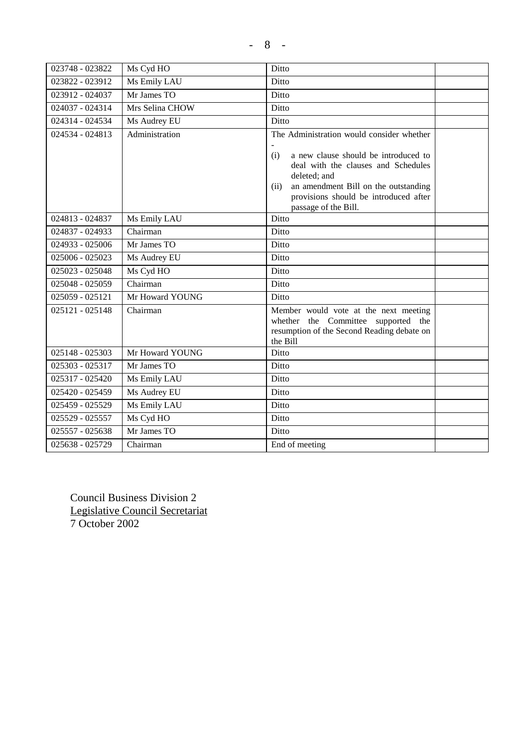| | | | |
|---|---|---|---|
| 023748 - 023822 | Ms Cyd HO | Ditto | |
| 023822 - 023912 | Ms Emily LAU | Ditto | |
| 023912 - 024037 | Mr James TO | Ditto | |
| 024037 - 024314 | Mrs Selina CHOW | Ditto | |
| 024314 - 024534 | Ms Audrey EU | Ditto | |
| 024534 - 024813 | Administration | The Administration would consider whether - (i) a new clause should be introduced to deal with the clauses and Schedules deleted; and (ii) an amendment Bill on the outstanding provisions should be introduced after passage of the Bill. | |
| 024813 - 024837 | Ms Emily LAU | Ditto | |
| 024837 - 024933 | Chairman | Ditto | |
| 024933 - 025006 | Mr James TO | Ditto | |
| 025006 - 025023 | Ms Audrey EU | Ditto | |
| 025023 - 025048 | Ms Cyd HO | Ditto | |
| 025048 - 025059 | Chairman | Ditto | |
| 025059 - 025121 | Mr Howard YOUNG | Ditto | |
| 025121 - 025148 | Chairman | Member would vote at the next meeting whether the Committee supported the resumption of the Second Reading debate on the Bill | |
| 025148 - 025303 | Mr Howard YOUNG | Ditto | |
| 025303 - 025317 | Mr James TO | Ditto | |
| 025317 - 025420 | Ms Emily LAU | Ditto | |
| 025420 - 025459 | Ms Audrey EU | Ditto | |
| 025459 - 025529 | Ms Emily LAU | Ditto | |
| 025529 - 025557 | Ms Cyd HO | Ditto | |
| 025557 - 025638 | Mr James TO | Ditto | |
| 025638 - 025729 | Chairman | End of meeting | |

Council Business Division 2
Legislative Council Secretariat
7 October 2002